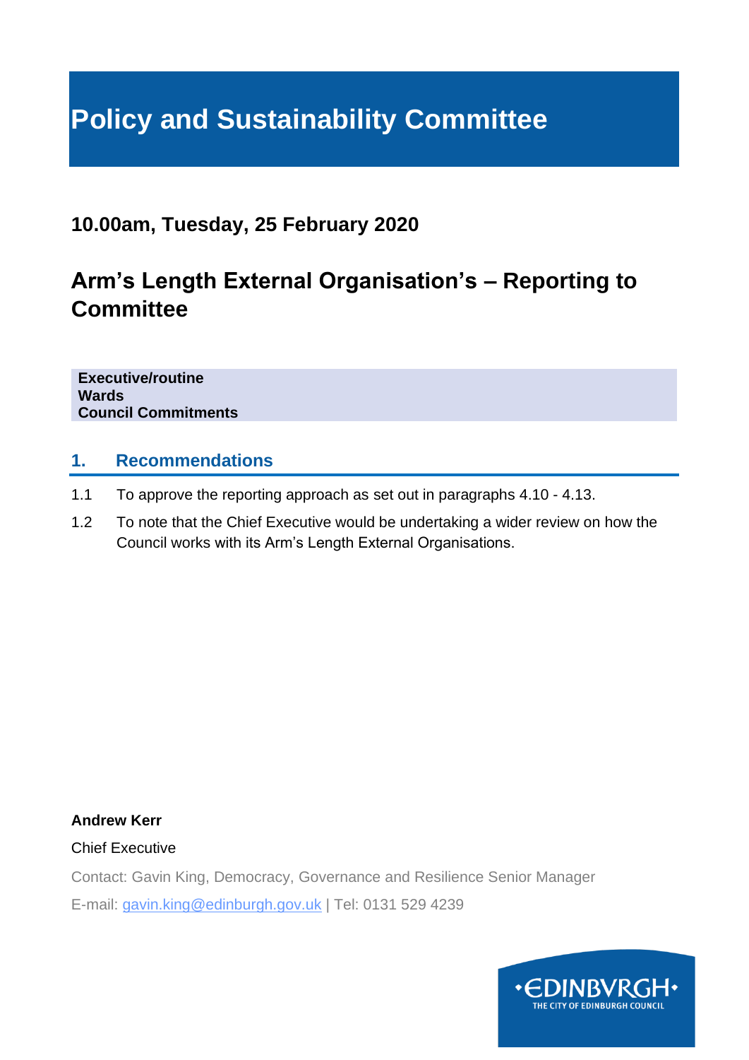# Policy and Sustainability Committee

## 10.00am, Tuesday, 25 February 2020

## Arm's Length External Organisation's – Reporting to Committee

**Executive/routine**
**Wards**
**Council Commitments**

### 1. Recommendations

1.1 To approve the reporting approach as set out in paragraphs 4.10 - 4.13.

1.2 To note that the Chief Executive would be undertaking a wider review on how the Council works with its Arm's Length External Organisations.

**Andrew Kerr**

Chief Executive

Contact: Gavin King, Democracy, Governance and Resilience Senior Manager

E-mail: gavin.king@edinburgh.gov.uk | Tel: 0131 529 4239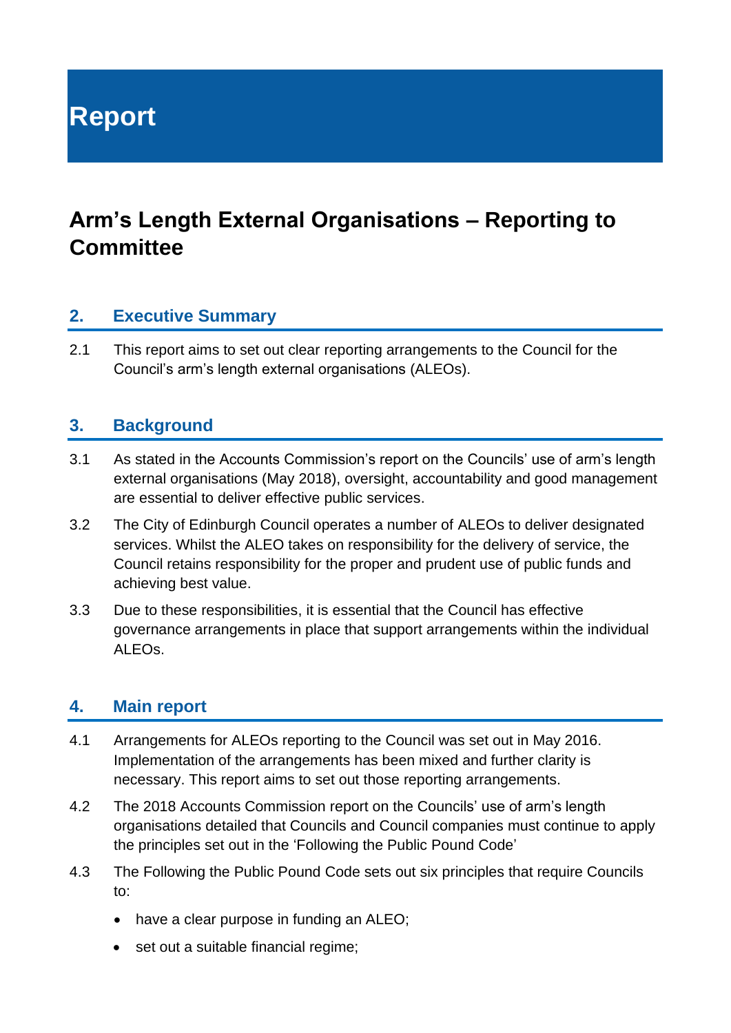# Report

## Arm's Length External Organisations – Reporting to Committee

### 2. Executive Summary

2.1 This report aims to set out clear reporting arrangements to the Council for the Council's arm's length external organisations (ALEOs).

### 3. Background

3.1 As stated in the Accounts Commission's report on the Councils' use of arm's length external organisations (May 2018), oversight, accountability and good management are essential to deliver effective public services.

3.2 The City of Edinburgh Council operates a number of ALEOs to deliver designated services. Whilst the ALEO takes on responsibility for the delivery of service, the Council retains responsibility for the proper and prudent use of public funds and achieving best value.

3.3 Due to these responsibilities, it is essential that the Council has effective governance arrangements in place that support arrangements within the individual ALEOs.

### 4. Main report

4.1 Arrangements for ALEOs reporting to the Council was set out in May 2016. Implementation of the arrangements has been mixed and further clarity is necessary. This report aims to set out those reporting arrangements.

4.2 The 2018 Accounts Commission report on the Councils' use of arm's length organisations detailed that Councils and Council companies must continue to apply the principles set out in the 'Following the Public Pound Code'

4.3 The Following the Public Pound Code sets out six principles that require Councils to:

- have a clear purpose in funding an ALEO;
- set out a suitable financial regime;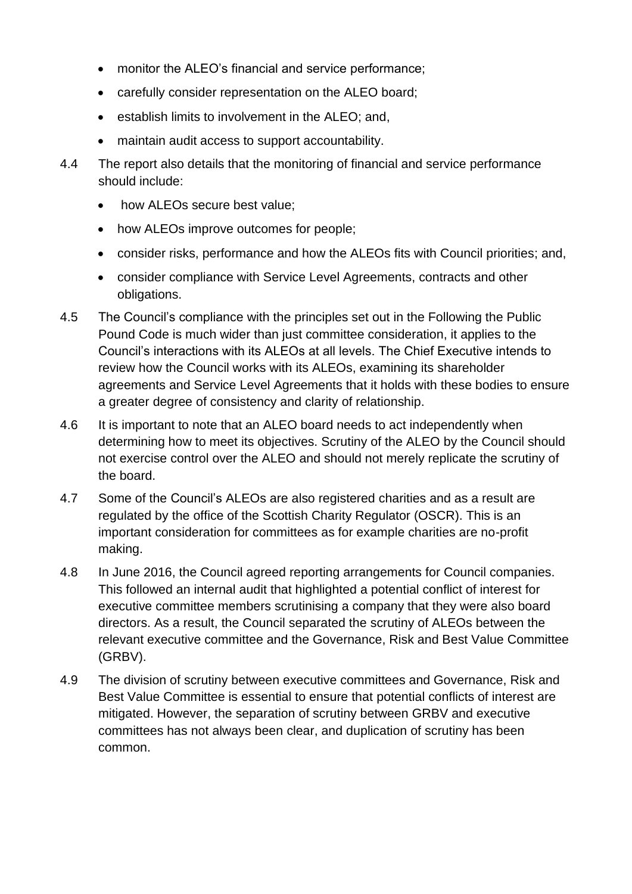- monitor the ALEO's financial and service performance;
- carefully consider representation on the ALEO board;
- establish limits to involvement in the ALEO; and,
- maintain audit access to support accountability.

4.4 The report also details that the monitoring of financial and service performance should include:

- how ALEOs secure best value;
- how ALEOs improve outcomes for people;
- consider risks, performance and how the ALEOs fits with Council priorities; and,
- consider compliance with Service Level Agreements, contracts and other obligations.

4.5 The Council's compliance with the principles set out in the Following the Public Pound Code is much wider than just committee consideration, it applies to the Council's interactions with its ALEOs at all levels. The Chief Executive intends to review how the Council works with its ALEOs, examining its shareholder agreements and Service Level Agreements that it holds with these bodies to ensure a greater degree of consistency and clarity of relationship.

4.6 It is important to note that an ALEO board needs to act independently when determining how to meet its objectives. Scrutiny of the ALEO by the Council should not exercise control over the ALEO and should not merely replicate the scrutiny of the board.

4.7 Some of the Council's ALEOs are also registered charities and as a result are regulated by the office of the Scottish Charity Regulator (OSCR). This is an important consideration for committees as for example charities are no-profit making.

4.8 In June 2016, the Council agreed reporting arrangements for Council companies. This followed an internal audit that highlighted a potential conflict of interest for executive committee members scrutinising a company that they were also board directors. As a result, the Council separated the scrutiny of ALEOs between the relevant executive committee and the Governance, Risk and Best Value Committee (GRBV).

4.9 The division of scrutiny between executive committees and Governance, Risk and Best Value Committee is essential to ensure that potential conflicts of interest are mitigated. However, the separation of scrutiny between GRBV and executive committees has not always been clear, and duplication of scrutiny has been common.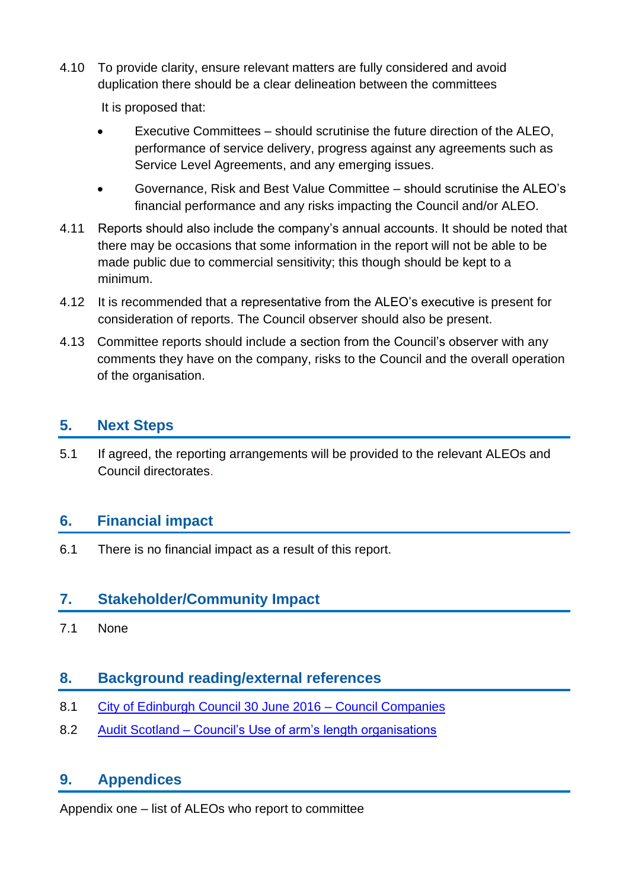4.10 To provide clarity, ensure relevant matters are fully considered and avoid duplication there should be a clear delineation between the committees

It is proposed that:

- Executive Committees – should scrutinise the future direction of the ALEO, performance of service delivery, progress against any agreements such as Service Level Agreements, and any emerging issues.
- Governance, Risk and Best Value Committee – should scrutinise the ALEO's financial performance and any risks impacting the Council and/or ALEO.

4.11 Reports should also include the company's annual accounts. It should be noted that there may be occasions that some information in the report will not be able to be made public due to commercial sensitivity; this though should be kept to a minimum.

4.12 It is recommended that a representative from the ALEO's executive is present for consideration of reports. The Council observer should also be present.

4.13 Committee reports should include a section from the Council's observer with any comments they have on the company, risks to the Council and the overall operation of the organisation.

## 5. Next Steps

5.1 If agreed, the reporting arrangements will be provided to the relevant ALEOs and Council directorates.

## 6. Financial impact

6.1 There is no financial impact as a result of this report.

## 7. Stakeholder/Community Impact

7.1 None

## 8. Background reading/external references

8.1 City of Edinburgh Council 30 June 2016 – Council Companies

8.2 Audit Scotland – Council's Use of arm's length organisations

## 9. Appendices

Appendix one – list of ALEOs who report to committee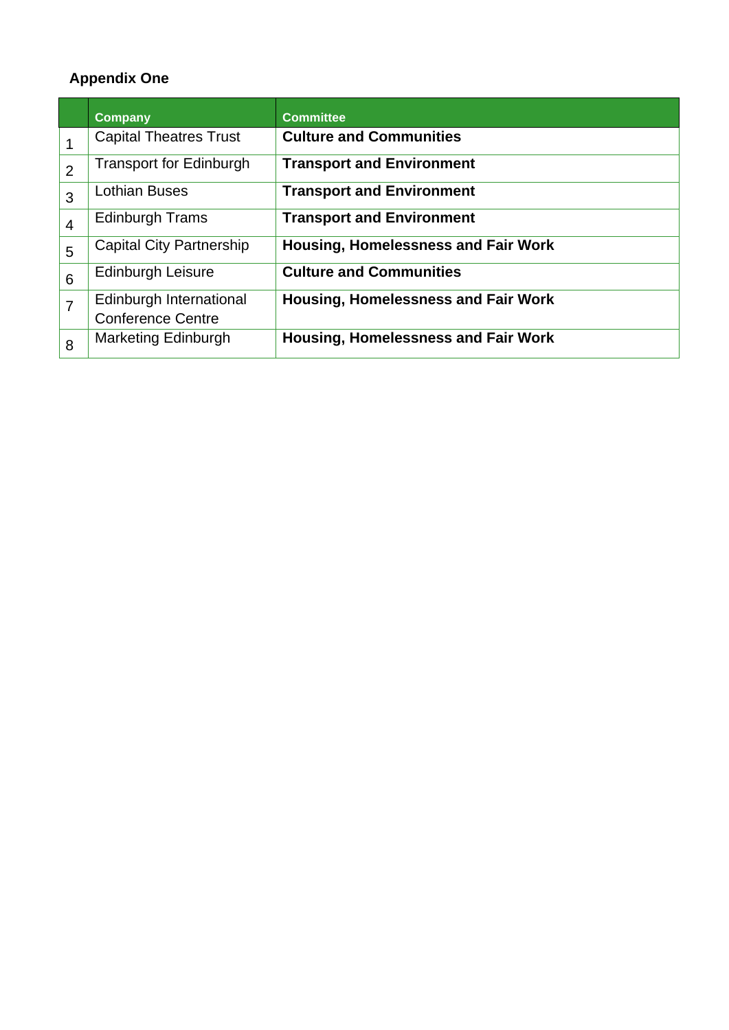**Appendix One**

| | Company | Committee |
|---|---|---|
| 1 | Capital Theatres Trust | **Culture and Communities** |
| 2 | Transport for Edinburgh | **Transport and Environment** |
| 3 | Lothian Buses | **Transport and Environment** |
| 4 | Edinburgh Trams | **Transport and Environment** |
| 5 | Capital City Partnership | **Housing, Homelessness and Fair Work** |
| 6 | Edinburgh Leisure | **Culture and Communities** |
| 7 | Edinburgh International Conference Centre | **Housing, Homelessness and Fair Work** |
| 8 | Marketing Edinburgh | **Housing, Homelessness and Fair Work** |